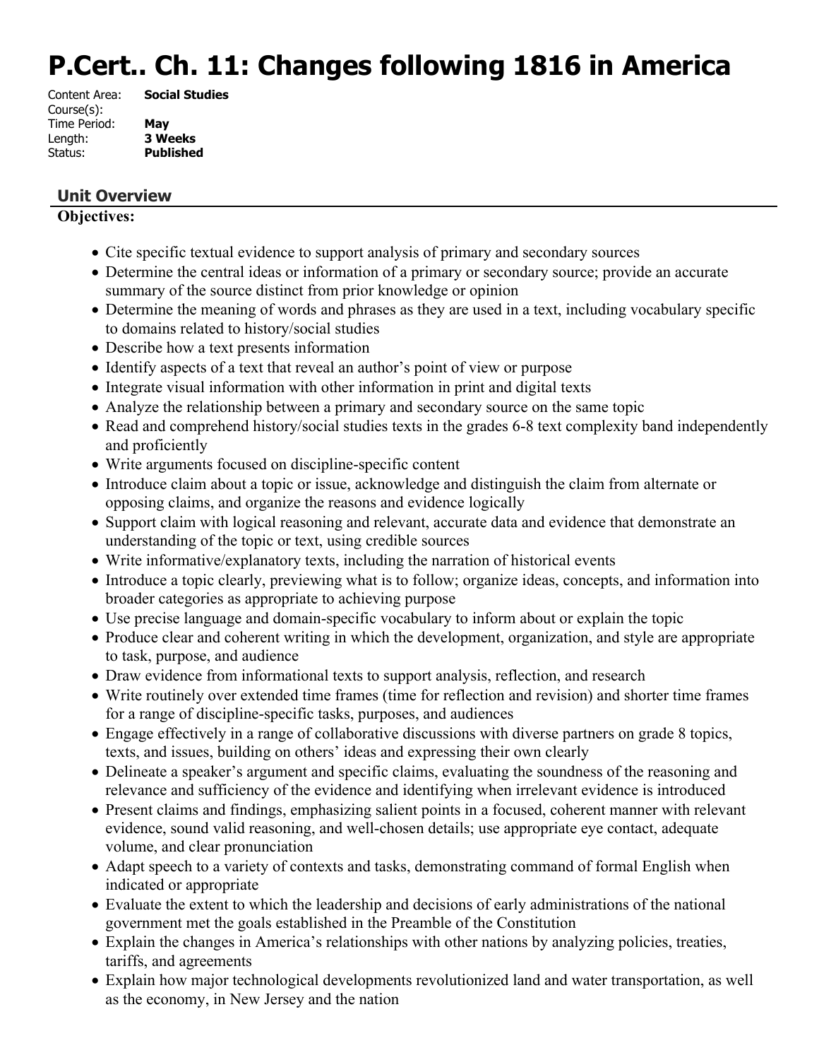# P.Cert.. Ch. 11: Changes following 1816 in America

Content Area: **Social Studies**
Course(s):
Time Period: **May**
Length: **3 Weeks**
Status: **Published**

## Unit Overview

**Objectives:**

- Cite specific textual evidence to support analysis of primary and secondary sources
- Determine the central ideas or information of a primary or secondary source; provide an accurate summary of the source distinct from prior knowledge or opinion
- Determine the meaning of words and phrases as they are used in a text, including vocabulary specific to domains related to history/social studies
- Describe how a text presents information
- Identify aspects of a text that reveal an author's point of view or purpose
- Integrate visual information with other information in print and digital texts
- Analyze the relationship between a primary and secondary source on the same topic
- Read and comprehend history/social studies texts in the grades 6-8 text complexity band independently and proficiently
- Write arguments focused on discipline-specific content
- Introduce claim about a topic or issue, acknowledge and distinguish the claim from alternate or opposing claims, and organize the reasons and evidence logically
- Support claim with logical reasoning and relevant, accurate data and evidence that demonstrate an understanding of the topic or text, using credible sources
- Write informative/explanatory texts, including the narration of historical events
- Introduce a topic clearly, previewing what is to follow; organize ideas, concepts, and information into broader categories as appropriate to achieving purpose
- Use precise language and domain-specific vocabulary to inform about or explain the topic
- Produce clear and coherent writing in which the development, organization, and style are appropriate to task, purpose, and audience
- Draw evidence from informational texts to support analysis, reflection, and research
- Write routinely over extended time frames (time for reflection and revision) and shorter time frames for a range of discipline-specific tasks, purposes, and audiences
- Engage effectively in a range of collaborative discussions with diverse partners on grade 8 topics, texts, and issues, building on others' ideas and expressing their own clearly
- Delineate a speaker's argument and specific claims, evaluating the soundness of the reasoning and relevance and sufficiency of the evidence and identifying when irrelevant evidence is introduced
- Present claims and findings, emphasizing salient points in a focused, coherent manner with relevant evidence, sound valid reasoning, and well-chosen details; use appropriate eye contact, adequate volume, and clear pronunciation
- Adapt speech to a variety of contexts and tasks, demonstrating command of formal English when indicated or appropriate
- Evaluate the extent to which the leadership and decisions of early administrations of the national government met the goals established in the Preamble of the Constitution
- Explain the changes in America's relationships with other nations by analyzing policies, treaties, tariffs, and agreements
- Explain how major technological developments revolutionized land and water transportation, as well as the economy, in New Jersey and the nation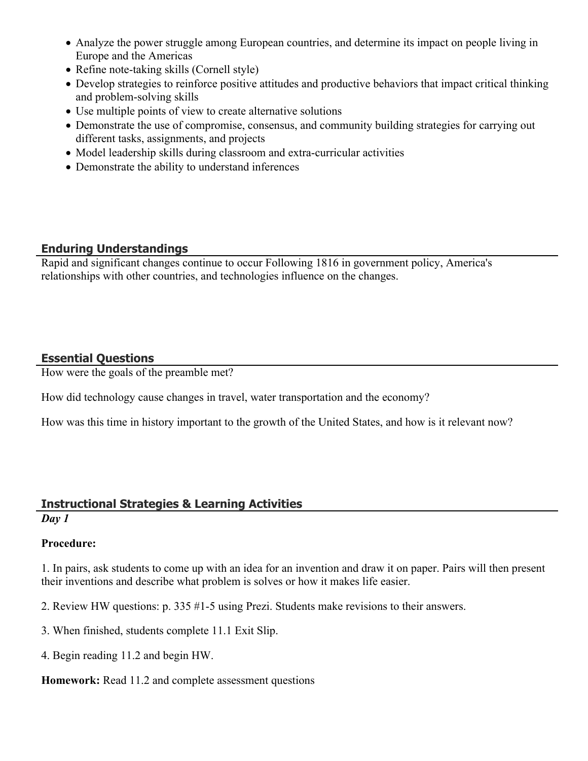- Analyze the power struggle among European countries, and determine its impact on people living in Europe and the Americas
- Refine note-taking skills (Cornell style)
- Develop strategies to reinforce positive attitudes and productive behaviors that impact critical thinking and problem-solving skills
- Use multiple points of view to create alternative solutions
- Demonstrate the use of compromise, consensus, and community building strategies for carrying out different tasks, assignments, and projects
- Model leadership skills during classroom and extra-curricular activities
- Demonstrate the ability to understand inferences

## Enduring Understandings

Rapid and significant changes continue to occur Following 1816 in government policy, America's relationships with other countries, and technologies influence on the changes.

## Essential Questions

How were the goals of the preamble met?

How did technology cause changes in travel, water transportation and the economy?

How was this time in history important to the growth of the United States, and how is it relevant now?

## Instructional Strategies & Learning Activities

***Day 1***

**Procedure:**

1. In pairs, ask students to come up with an idea for an invention and draw it on paper. Pairs will then present their inventions and describe what problem is solves or how it makes life easier.

2. Review HW questions: p. 335 #1-5 using Prezi. Students make revisions to their answers.

3. When finished, students complete 11.1 Exit Slip.

4. Begin reading 11.2 and begin HW.

**Homework:** Read 11.2 and complete assessment questions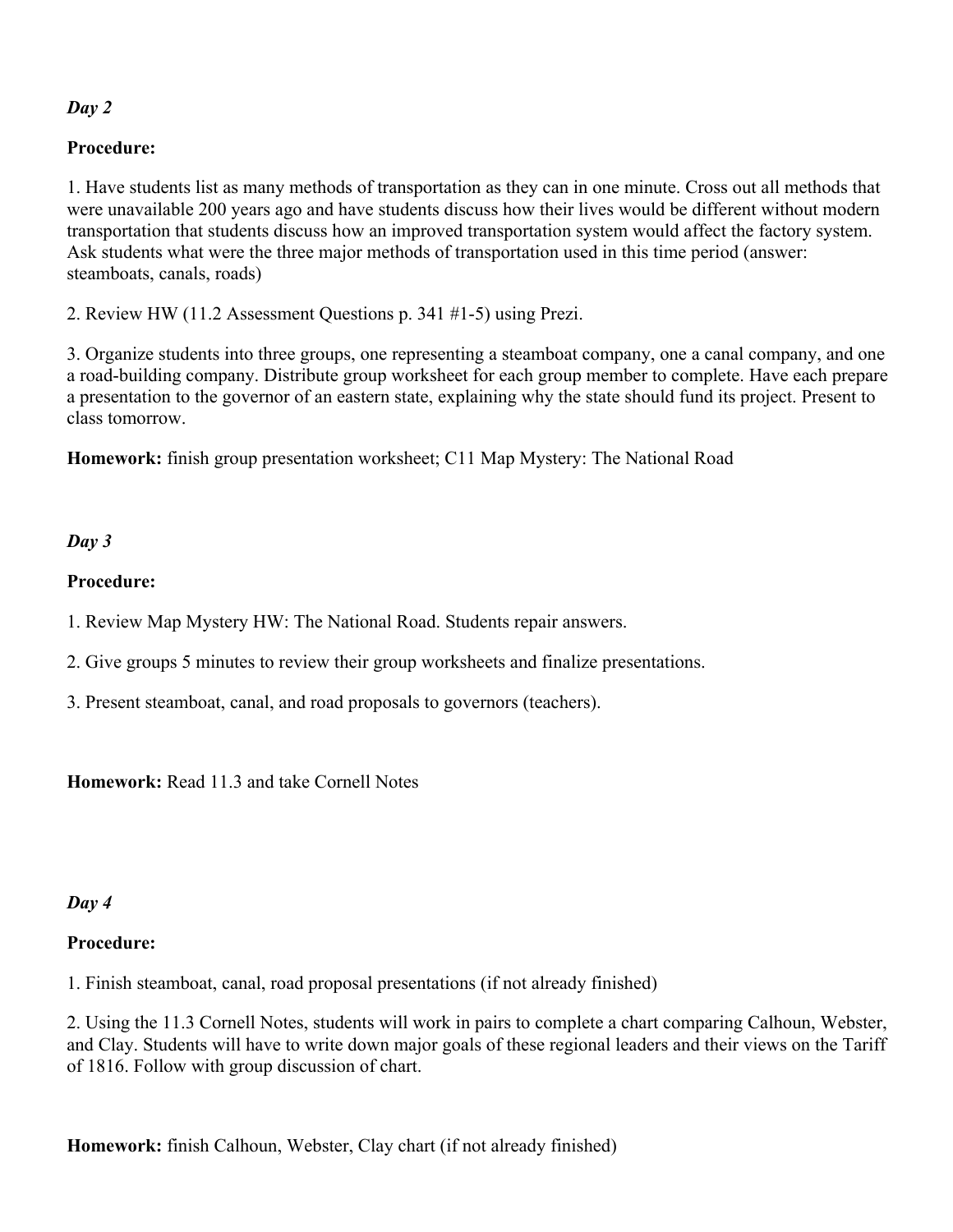***Day 2***

**Procedure:**

1. Have students list as many methods of transportation as they can in one minute. Cross out all methods that were unavailable 200 years ago and have students discuss how their lives would be different without modern transportation that students discuss how an improved transportation system would affect the factory system. Ask students what were the three major methods of transportation used in this time period (answer: steamboats, canals, roads)

2. Review HW (11.2 Assessment Questions p. 341 #1-5) using Prezi.

3. Organize students into three groups, one representing a steamboat company, one a canal company, and one a road-building company. Distribute group worksheet for each group member to complete. Have each prepare a presentation to the governor of an eastern state, explaining why the state should fund its project. Present to class tomorrow.

**Homework:** finish group presentation worksheet; C11 Map Mystery: The National Road

***Day 3***

**Procedure:**

1. Review Map Mystery HW: The National Road. Students repair answers.

2. Give groups 5 minutes to review their group worksheets and finalize presentations.

3. Present steamboat, canal, and road proposals to governors (teachers).

**Homework:** Read 11.3 and take Cornell Notes

***Day 4***

**Procedure:**

1. Finish steamboat, canal, road proposal presentations (if not already finished)

2. Using the 11.3 Cornell Notes, students will work in pairs to complete a chart comparing Calhoun, Webster, and Clay. Students will have to write down major goals of these regional leaders and their views on the Tariff of 1816. Follow with group discussion of chart.

**Homework:** finish Calhoun, Webster, Clay chart (if not already finished)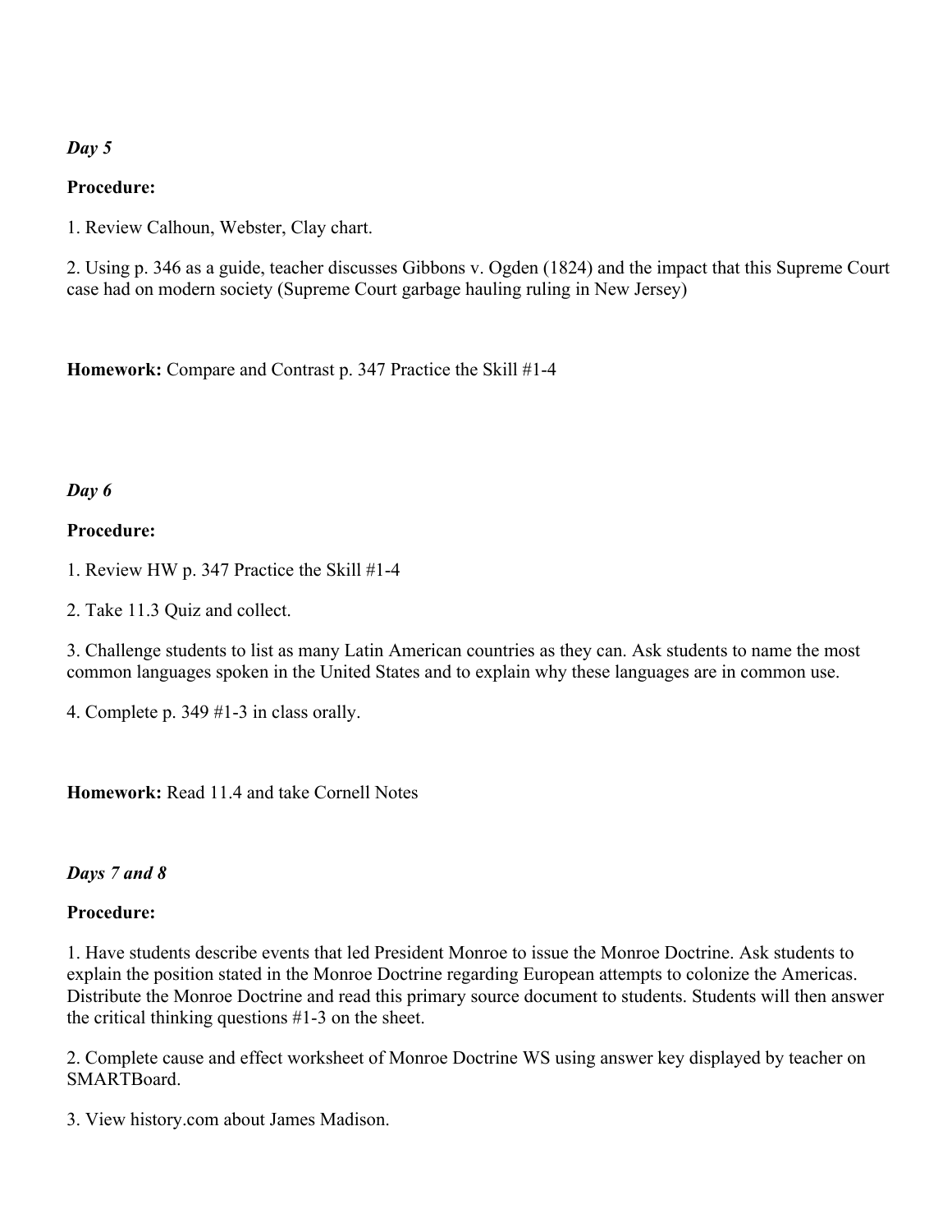***Day 5***

**Procedure:**

1. Review Calhoun, Webster, Clay chart.

2. Using p. 346 as a guide, teacher discusses Gibbons v. Ogden (1824) and the impact that this Supreme Court case had on modern society (Supreme Court garbage hauling ruling in New Jersey)

**Homework:** Compare and Contrast p. 347 Practice the Skill #1-4

***Day 6***

**Procedure:**

1. Review HW p. 347 Practice the Skill #1-4

2. Take 11.3 Quiz and collect.

3. Challenge students to list as many Latin American countries as they can. Ask students to name the most common languages spoken in the United States and to explain why these languages are in common use.

4. Complete p. 349 #1-3 in class orally.

**Homework:** Read 11.4 and take Cornell Notes

***Days 7 and 8***

**Procedure:**

1. Have students describe events that led President Monroe to issue the Monroe Doctrine. Ask students to explain the position stated in the Monroe Doctrine regarding European attempts to colonize the Americas. Distribute the Monroe Doctrine and read this primary source document to students. Students will then answer the critical thinking questions #1-3 on the sheet.

2. Complete cause and effect worksheet of Monroe Doctrine WS using answer key displayed by teacher on SMARTBoard.

3. View history.com about James Madison.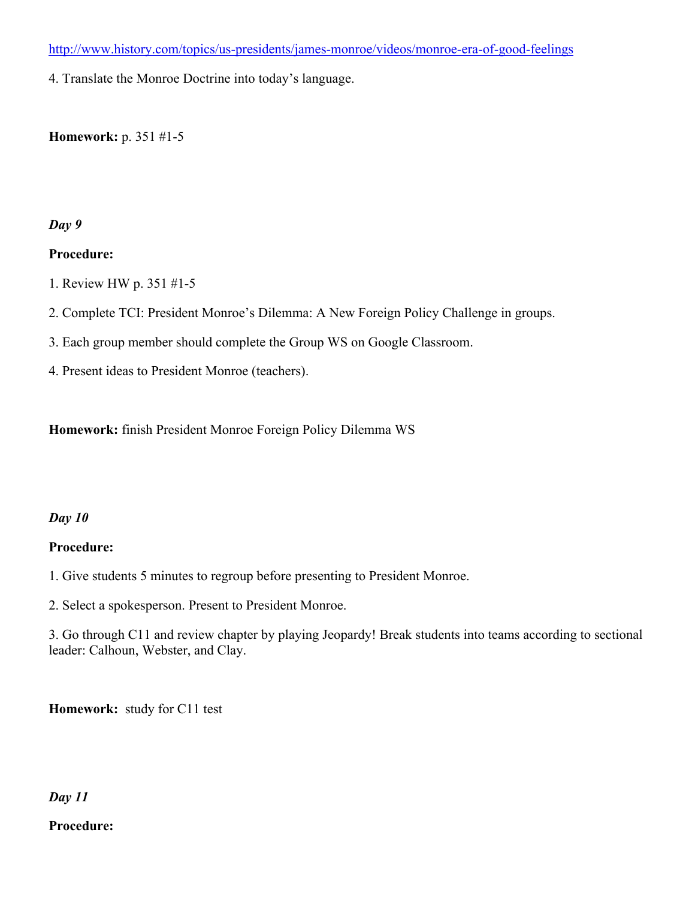http://www.history.com/topics/us-presidents/james-monroe/videos/monroe-era-of-good-feelings

4. Translate the Monroe Doctrine into today's language.

**Homework:** p. 351 #1-5

***Day 9***

**Procedure:**

1. Review HW p. 351 #1-5

2. Complete TCI: President Monroe's Dilemma: A New Foreign Policy Challenge in groups.

3. Each group member should complete the Group WS on Google Classroom.

4. Present ideas to President Monroe (teachers).

**Homework:** finish President Monroe Foreign Policy Dilemma WS

***Day 10***

**Procedure:**

1. Give students 5 minutes to regroup before presenting to President Monroe.

2. Select a spokesperson. Present to President Monroe.

3. Go through C11 and review chapter by playing Jeopardy! Break students into teams according to sectional leader: Calhoun, Webster, and Clay.

**Homework:** study for C11 test

***Day 11***

**Procedure:**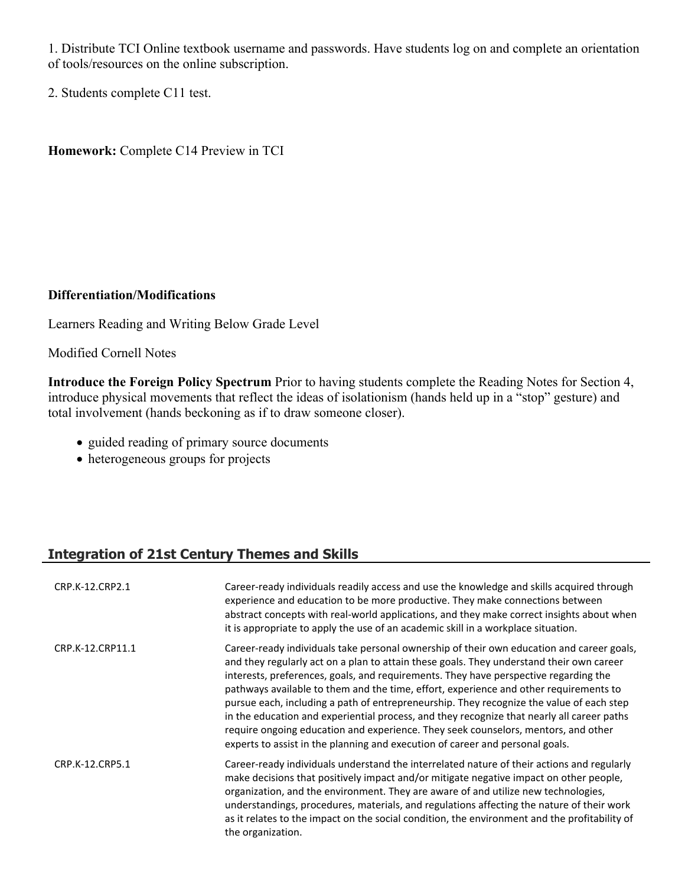1. Distribute TCI Online textbook username and passwords. Have students log on and complete an orientation of tools/resources on the online subscription.

2. Students complete C11 test.

**Homework:** Complete C14 Preview in TCI

**Differentiation/Modifications**

Learners Reading and Writing Below Grade Level

Modified Cornell Notes

**Introduce the Foreign Policy Spectrum** Prior to having students complete the Reading Notes for Section 4, introduce physical movements that reflect the ideas of isolationism (hands held up in a "stop" gesture) and total involvement (hands beckoning as if to draw someone closer).

- guided reading of primary source documents
- heterogeneous groups for projects

## Integration of 21st Century Themes and Skills

| | |
|---|---|
| CRP.K-12.CRP2.1 | Career-ready individuals readily access and use the knowledge and skills acquired through experience and education to be more productive. They make connections between abstract concepts with real-world applications, and they make correct insights about when it is appropriate to apply the use of an academic skill in a workplace situation. |
| CRP.K-12.CRP11.1 | Career-ready individuals take personal ownership of their own education and career goals, and they regularly act on a plan to attain these goals. They understand their own career interests, preferences, goals, and requirements. They have perspective regarding the pathways available to them and the time, effort, experience and other requirements to pursue each, including a path of entrepreneurship. They recognize the value of each step in the education and experiential process, and they recognize that nearly all career paths require ongoing education and experience. They seek counselors, mentors, and other experts to assist in the planning and execution of career and personal goals. |
| CRP.K-12.CRP5.1 | Career-ready individuals understand the interrelated nature of their actions and regularly make decisions that positively impact and/or mitigate negative impact on other people, organization, and the environment. They are aware of and utilize new technologies, understandings, procedures, materials, and regulations affecting the nature of their work as it relates to the impact on the social condition, the environment and the profitability of the organization. |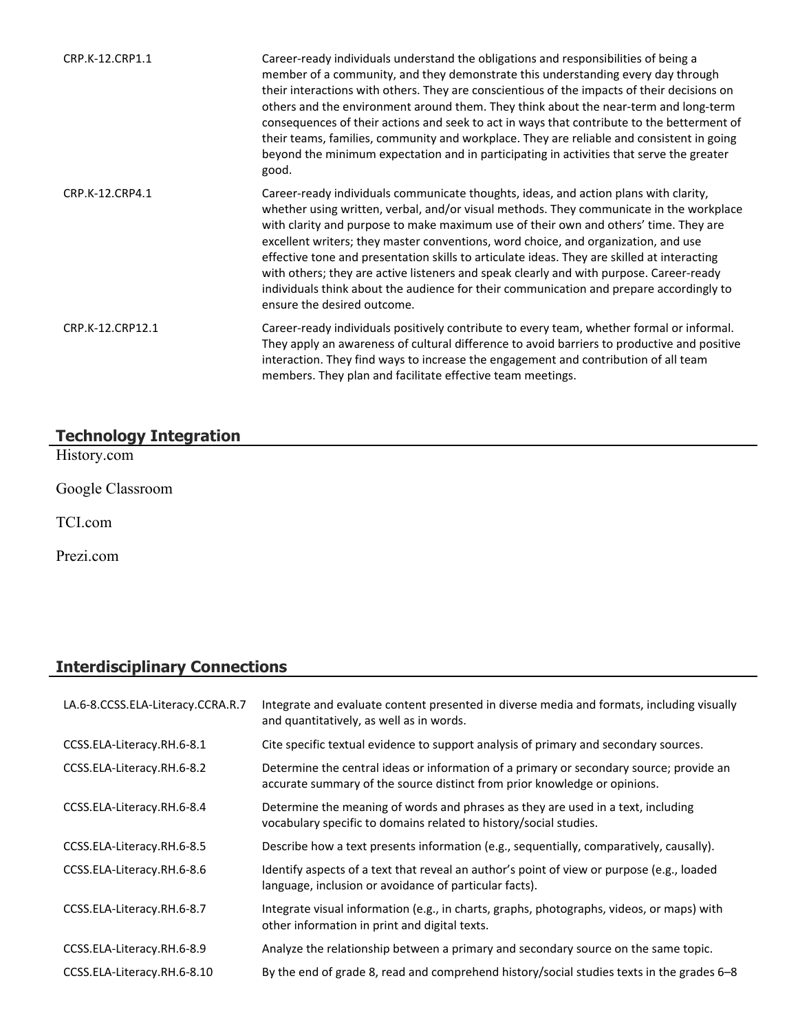| | |
|---|---|
| CRP.K-12.CRP1.1 | Career-ready individuals understand the obligations and responsibilities of being a member of a community, and they demonstrate this understanding every day through their interactions with others. They are conscientious of the impacts of their decisions on others and the environment around them. They think about the near-term and long-term consequences of their actions and seek to act in ways that contribute to the betterment of their teams, families, community and workplace. They are reliable and consistent in going beyond the minimum expectation and in participating in activities that serve the greater good. |
| CRP.K-12.CRP4.1 | Career-ready individuals communicate thoughts, ideas, and action plans with clarity, whether using written, verbal, and/or visual methods. They communicate in the workplace with clarity and purpose to make maximum use of their own and others' time. They are excellent writers; they master conventions, word choice, and organization, and use effective tone and presentation skills to articulate ideas. They are skilled at interacting with others; they are active listeners and speak clearly and with purpose. Career-ready individuals think about the audience for their communication and prepare accordingly to ensure the desired outcome. |
| CRP.K-12.CRP12.1 | Career-ready individuals positively contribute to every team, whether formal or informal. They apply an awareness of cultural difference to avoid barriers to productive and positive interaction. They find ways to increase the engagement and contribution of all team members. They plan and facilitate effective team meetings. |

## Technology Integration

History.com

Google Classroom

TCI.com

Prezi.com

## Interdisciplinary Connections

| | |
|---|---|
| LA.6-8.CCSS.ELA-Literacy.CCRA.R.7 | Integrate and evaluate content presented in diverse media and formats, including visually and quantitatively, as well as in words. |
| CCSS.ELA-Literacy.RH.6-8.1 | Cite specific textual evidence to support analysis of primary and secondary sources. |
| CCSS.ELA-Literacy.RH.6-8.2 | Determine the central ideas or information of a primary or secondary source; provide an accurate summary of the source distinct from prior knowledge or opinions. |
| CCSS.ELA-Literacy.RH.6-8.4 | Determine the meaning of words and phrases as they are used in a text, including vocabulary specific to domains related to history/social studies. |
| CCSS.ELA-Literacy.RH.6-8.5 | Describe how a text presents information (e.g., sequentially, comparatively, causally). |
| CCSS.ELA-Literacy.RH.6-8.6 | Identify aspects of a text that reveal an author's point of view or purpose (e.g., loaded language, inclusion or avoidance of particular facts). |
| CCSS.ELA-Literacy.RH.6-8.7 | Integrate visual information (e.g., in charts, graphs, photographs, videos, or maps) with other information in print and digital texts. |
| CCSS.ELA-Literacy.RH.6-8.9 | Analyze the relationship between a primary and secondary source on the same topic. |
| CCSS.ELA-Literacy.RH.6-8.10 | By the end of grade 8, read and comprehend history/social studies texts in the grades 6–8 |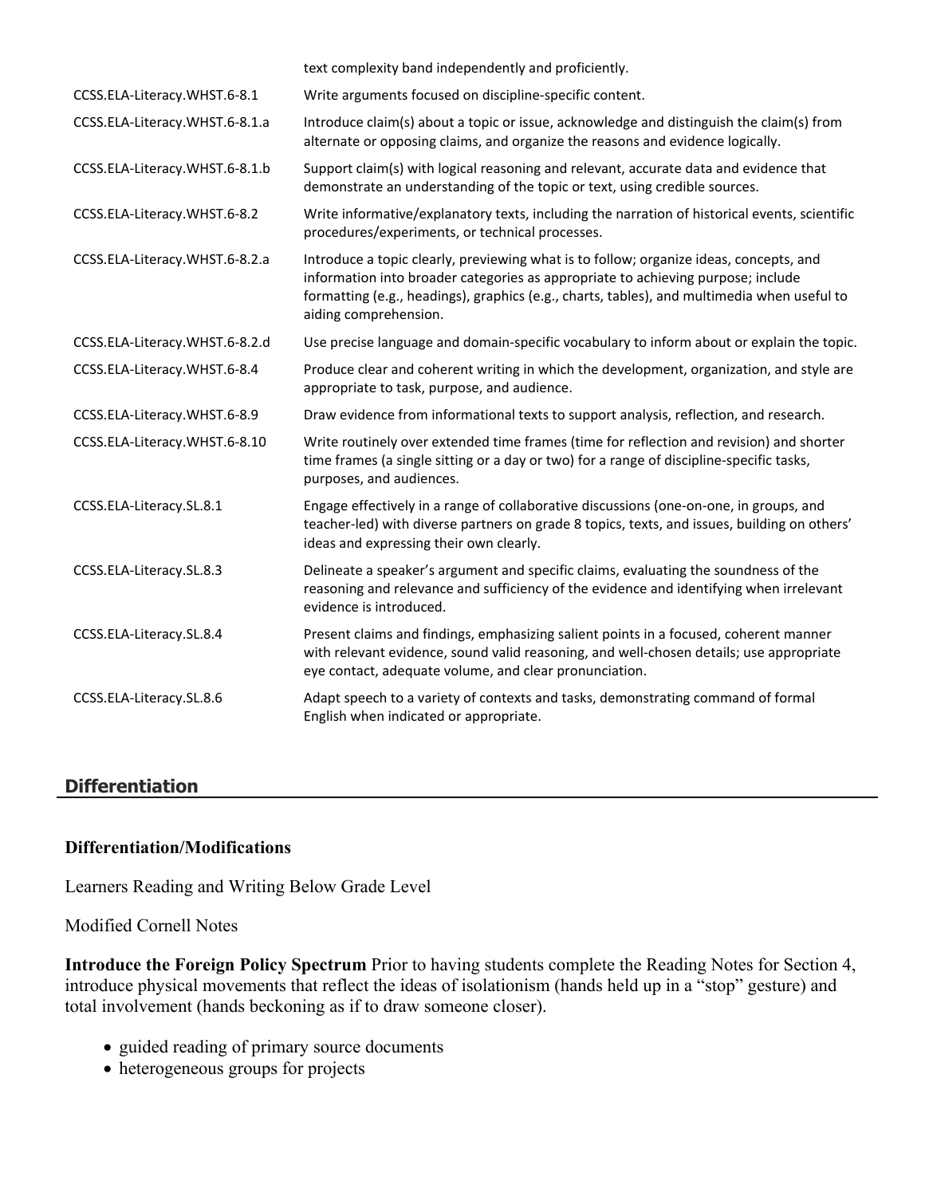| | |
|---|---|
| | text complexity band independently and proficiently. |
| CCSS.ELA-Literacy.WHST.6-8.1 | Write arguments focused on discipline-specific content. |
| CCSS.ELA-Literacy.WHST.6-8.1.a | Introduce claim(s) about a topic or issue, acknowledge and distinguish the claim(s) from alternate or opposing claims, and organize the reasons and evidence logically. |
| CCSS.ELA-Literacy.WHST.6-8.1.b | Support claim(s) with logical reasoning and relevant, accurate data and evidence that demonstrate an understanding of the topic or text, using credible sources. |
| CCSS.ELA-Literacy.WHST.6-8.2 | Write informative/explanatory texts, including the narration of historical events, scientific procedures/experiments, or technical processes. |
| CCSS.ELA-Literacy.WHST.6-8.2.a | Introduce a topic clearly, previewing what is to follow; organize ideas, concepts, and information into broader categories as appropriate to achieving purpose; include formatting (e.g., headings), graphics (e.g., charts, tables), and multimedia when useful to aiding comprehension. |
| CCSS.ELA-Literacy.WHST.6-8.2.d | Use precise language and domain-specific vocabulary to inform about or explain the topic. |
| CCSS.ELA-Literacy.WHST.6-8.4 | Produce clear and coherent writing in which the development, organization, and style are appropriate to task, purpose, and audience. |
| CCSS.ELA-Literacy.WHST.6-8.9 | Draw evidence from informational texts to support analysis, reflection, and research. |
| CCSS.ELA-Literacy.WHST.6-8.10 | Write routinely over extended time frames (time for reflection and revision) and shorter time frames (a single sitting or a day or two) for a range of discipline-specific tasks, purposes, and audiences. |
| CCSS.ELA-Literacy.SL.8.1 | Engage effectively in a range of collaborative discussions (one-on-one, in groups, and teacher-led) with diverse partners on grade 8 topics, texts, and issues, building on others' ideas and expressing their own clearly. |
| CCSS.ELA-Literacy.SL.8.3 | Delineate a speaker's argument and specific claims, evaluating the soundness of the reasoning and relevance and sufficiency of the evidence and identifying when irrelevant evidence is introduced. |
| CCSS.ELA-Literacy.SL.8.4 | Present claims and findings, emphasizing salient points in a focused, coherent manner with relevant evidence, sound valid reasoning, and well-chosen details; use appropriate eye contact, adequate volume, and clear pronunciation. |
| CCSS.ELA-Literacy.SL.8.6 | Adapt speech to a variety of contexts and tasks, demonstrating command of formal English when indicated or appropriate. |

## Differentiation

### Differentiation/Modifications

Learners Reading and Writing Below Grade Level

Modified Cornell Notes

**Introduce the Foreign Policy Spectrum** Prior to having students complete the Reading Notes for Section 4, introduce physical movements that reflect the ideas of isolationism (hands held up in a "stop" gesture) and total involvement (hands beckoning as if to draw someone closer).

- guided reading of primary source documents
- heterogeneous groups for projects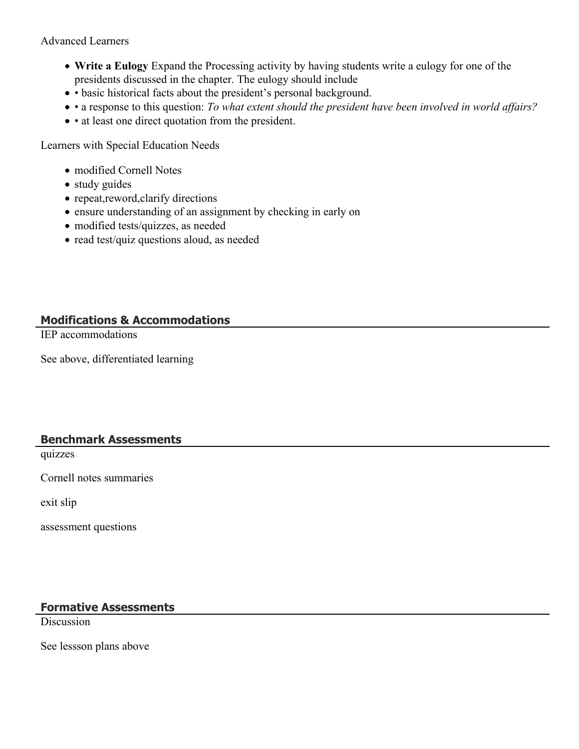Advanced Learners

- **Write a Eulogy** Expand the Processing activity by having students write a eulogy for one of the presidents discussed in the chapter. The eulogy should include
- • basic historical facts about the president's personal background.
- • a response to this question: *To what extent should the president have been involved in world affairs?*
- • at least one direct quotation from the president.

Learners with Special Education Needs

- modified Cornell Notes
- study guides
- repeat,reword,clarify directions
- ensure understanding of an assignment by checking in early on
- modified tests/quizzes, as needed
- read test/quiz questions aloud, as needed

## Modifications & Accommodations

IEP accommodations

See above, differentiated learning

## Benchmark Assessments

quizzes

Cornell notes summaries

exit slip

assessment questions

## Formative Assessments

Discussion

See lessson plans above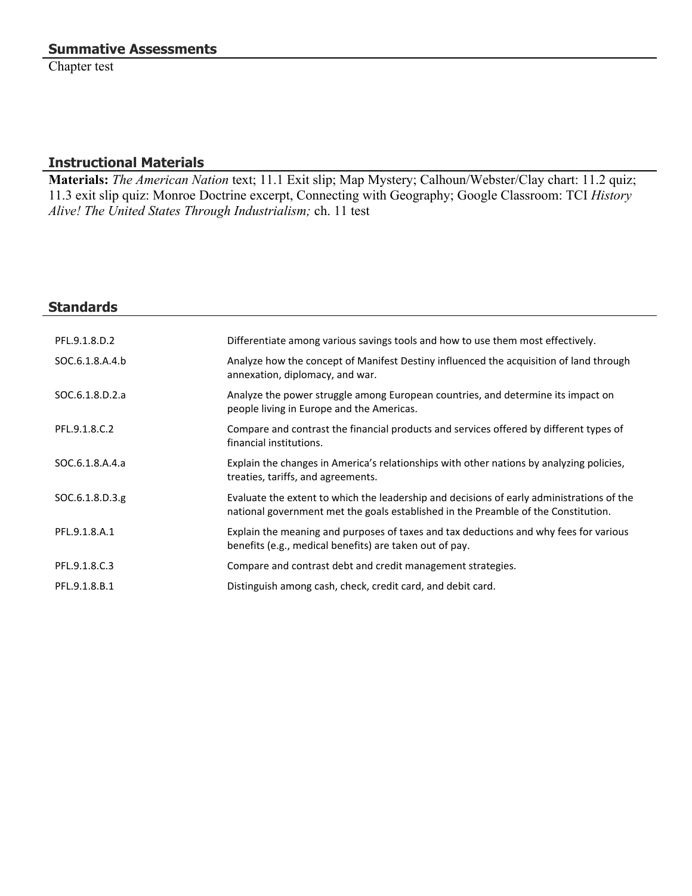## Summative Assessments

Chapter test

## Instructional Materials

**Materials:** *The American Nation* text; 11.1 Exit slip; Map Mystery; Calhoun/Webster/Clay chart: 11.2 quiz; 11.3 exit slip quiz: Monroe Doctrine excerpt, Connecting with Geography; Google Classroom: TCI *History Alive! The United States Through Industrialism;* ch. 11 test

## Standards

| | |
|---|---|
| PFL.9.1.8.D.2 | Differentiate among various savings tools and how to use them most effectively. |
| SOC.6.1.8.A.4.b | Analyze how the concept of Manifest Destiny influenced the acquisition of land through annexation, diplomacy, and war. |
| SOC.6.1.8.D.2.a | Analyze the power struggle among European countries, and determine its impact on people living in Europe and the Americas. |
| PFL.9.1.8.C.2 | Compare and contrast the financial products and services offered by different types of financial institutions. |
| SOC.6.1.8.A.4.a | Explain the changes in America's relationships with other nations by analyzing policies, treaties, tariffs, and agreements. |
| SOC.6.1.8.D.3.g | Evaluate the extent to which the leadership and decisions of early administrations of the national government met the goals established in the Preamble of the Constitution. |
| PFL.9.1.8.A.1 | Explain the meaning and purposes of taxes and tax deductions and why fees for various benefits (e.g., medical benefits) are taken out of pay. |
| PFL.9.1.8.C.3 | Compare and contrast debt and credit management strategies. |
| PFL.9.1.8.B.1 | Distinguish among cash, check, credit card, and debit card. |